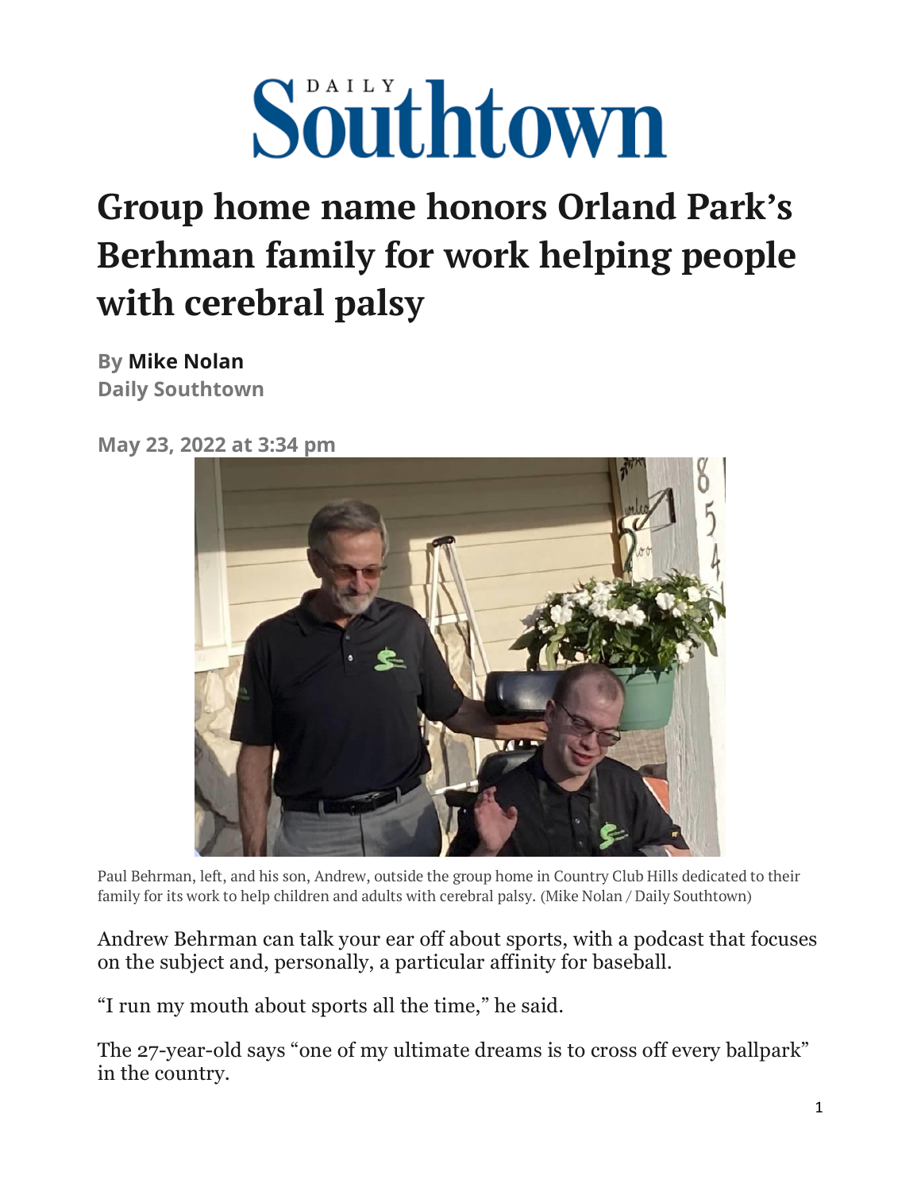# Daily Southtown

# Group home name honors Orland Park's Berhman family for work helping people with cerebral palsy

By **Mike Nolan**
Daily Southtown

May 23, 2022 at 3:34 pm

Paul Behrman, left, and his son, Andrew, outside the group home in Country Club Hills dedicated to their family for its work to help children and adults with cerebral palsy. (Mike Nolan / Daily Southtown)

Andrew Behrman can talk your ear off about sports, with a podcast that focuses on the subject and, personally, a particular affinity for baseball.

"I run my mouth about sports all the time," he said.

The 27-year-old says "one of my ultimate dreams is to cross off every ballpark" in the country.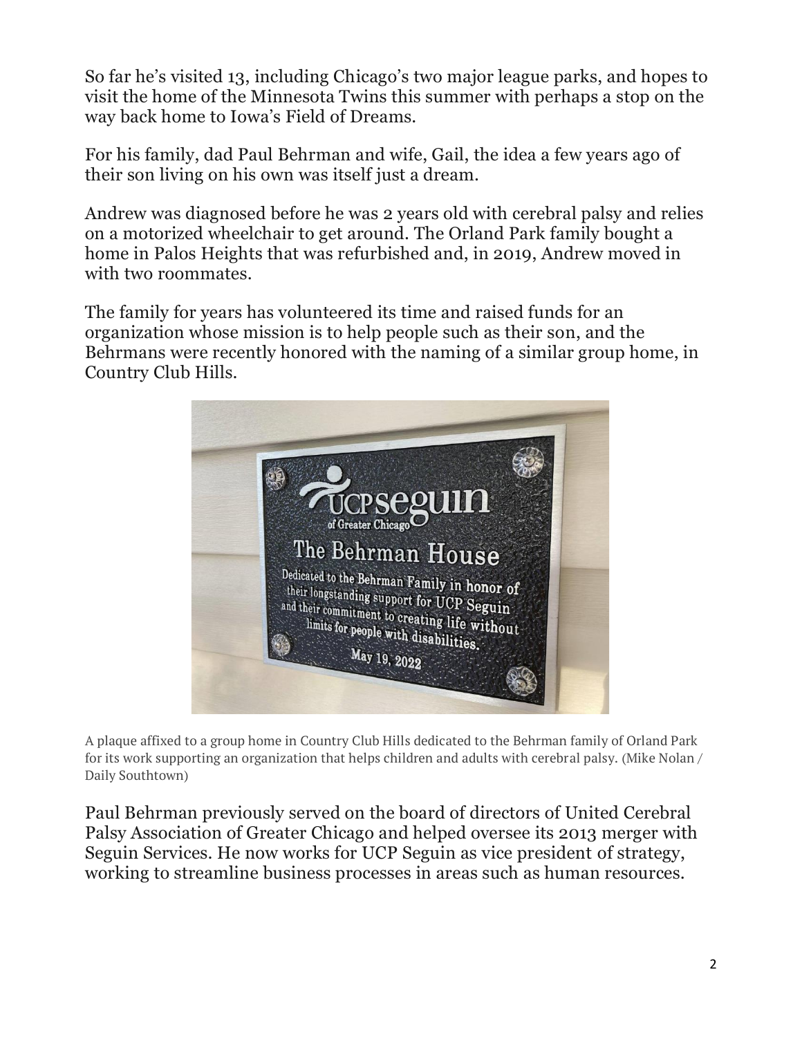So far he's visited 13, including Chicago's two major league parks, and hopes to visit the home of the Minnesota Twins this summer with perhaps a stop on the way back home to Iowa's Field of Dreams.

For his family, dad Paul Behrman and wife, Gail, the idea a few years ago of their son living on his own was itself just a dream.

Andrew was diagnosed before he was 2 years old with cerebral palsy and relies on a motorized wheelchair to get around. The Orland Park family bought a home in Palos Heights that was refurbished and, in 2019, Andrew moved in with two roommates.

The family for years has volunteered its time and raised funds for an organization whose mission is to help people such as their son, and the Behrmans were recently honored with the naming of a similar group home, in Country Club Hills.

A plaque affixed to a group home in Country Club Hills dedicated to the Behrman family of Orland Park for its work supporting an organization that helps children and adults with cerebral palsy. (Mike Nolan / Daily Southtown)

Paul Behrman previously served on the board of directors of United Cerebral Palsy Association of Greater Chicago and helped oversee its 2013 merger with Seguin Services. He now works for UCP Seguin as vice president of strategy, working to streamline business processes in areas such as human resources.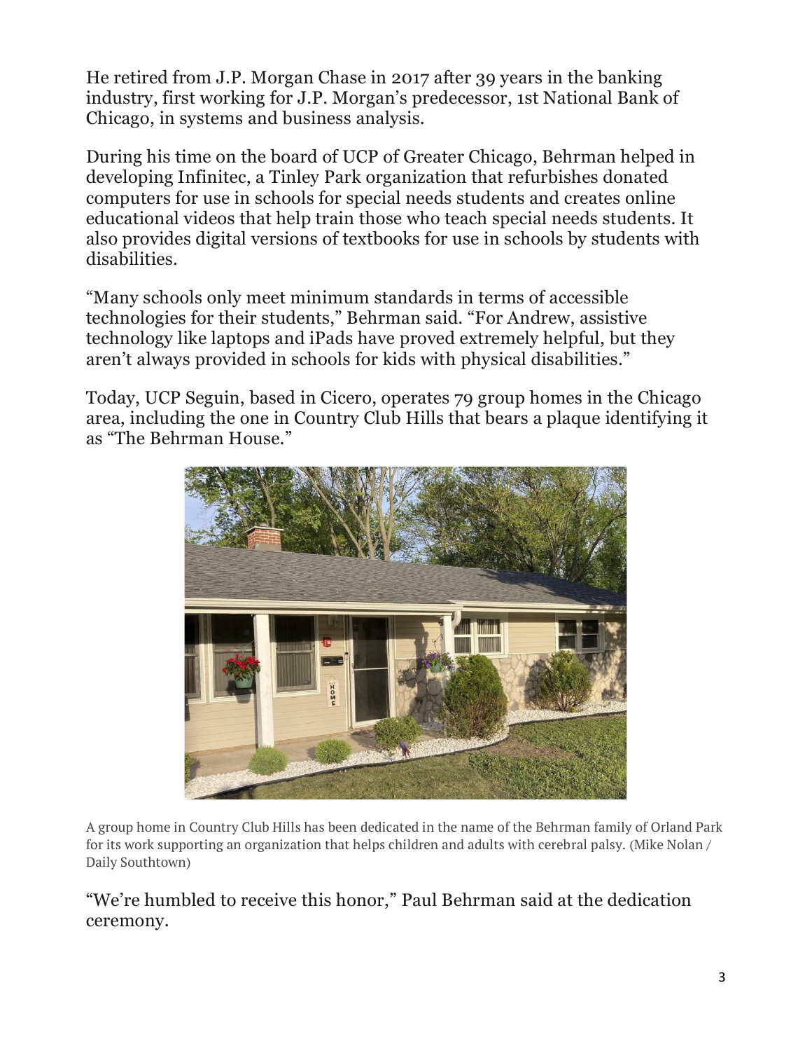He retired from J.P. Morgan Chase in 2017 after 39 years in the banking industry, first working for J.P. Morgan's predecessor, 1st National Bank of Chicago, in systems and business analysis.

During his time on the board of UCP of Greater Chicago, Behrman helped in developing Infinitec, a Tinley Park organization that refurbishes donated computers for use in schools for special needs students and creates online educational videos that help train those who teach special needs students. It also provides digital versions of textbooks for use in schools by students with disabilities.

"Many schools only meet minimum standards in terms of accessible technologies for their students," Behrman said. "For Andrew, assistive technology like laptops and iPads have proved extremely helpful, but they aren't always provided in schools for kids with physical disabilities."

Today, UCP Seguin, based in Cicero, operates 79 group homes in the Chicago area, including the one in Country Club Hills that bears a plaque identifying it as "The Behrman House."

A group home in Country Club Hills has been dedicated in the name of the Behrman family of Orland Park for its work supporting an organization that helps children and adults with cerebral palsy. (Mike Nolan / Daily Southtown)

"We're humbled to receive this honor," Paul Behrman said at the dedication ceremony.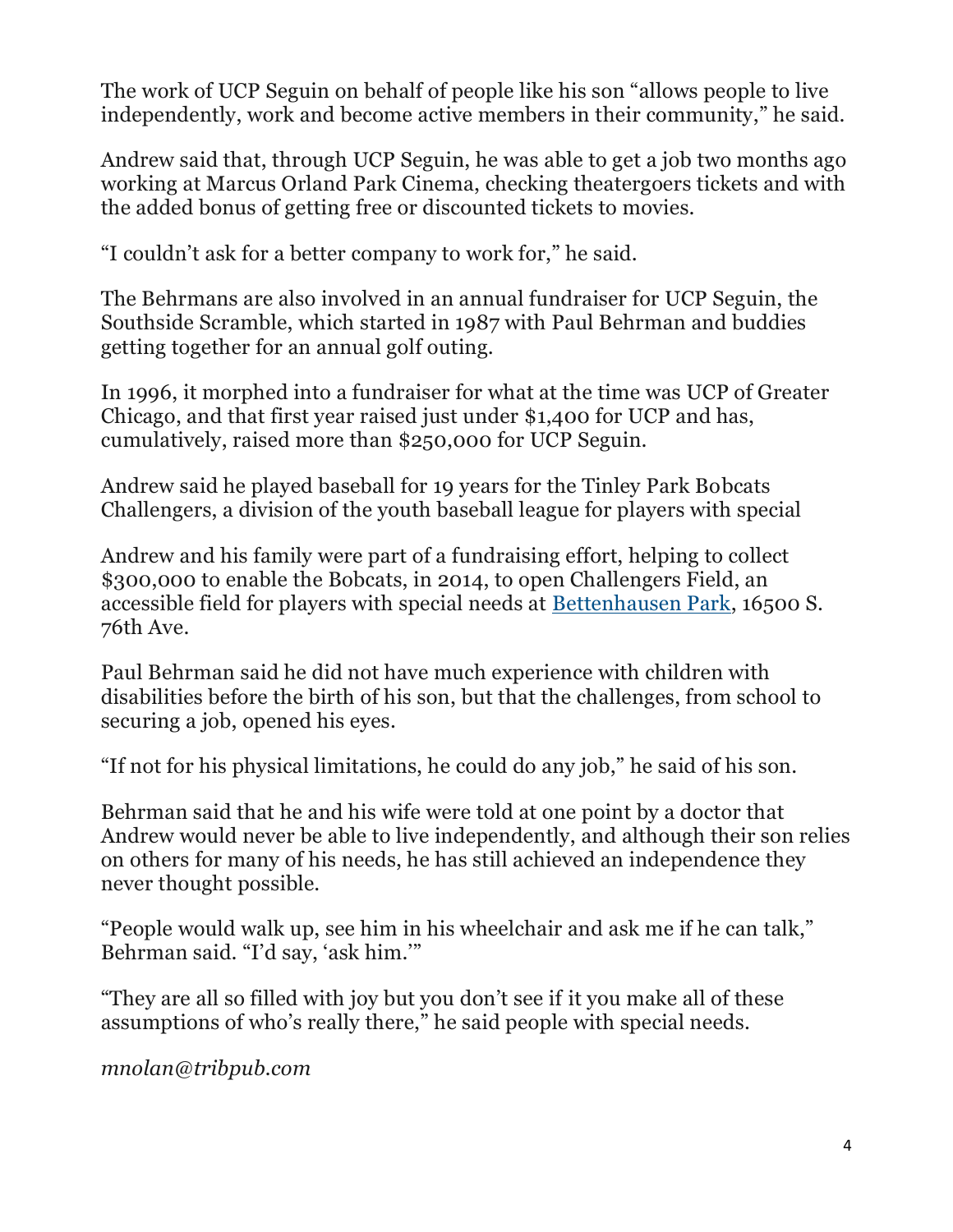The work of UCP Seguin on behalf of people like his son "allows people to live independently, work and become active members in their community," he said.

Andrew said that, through UCP Seguin, he was able to get a job two months ago working at Marcus Orland Park Cinema, checking theatergoers tickets and with the added bonus of getting free or discounted tickets to movies.

"I couldn't ask for a better company to work for," he said.

The Behrmans are also involved in an annual fundraiser for UCP Seguin, the Southside Scramble, which started in 1987 with Paul Behrman and buddies getting together for an annual golf outing.

In 1996, it morphed into a fundraiser for what at the time was UCP of Greater Chicago, and that first year raised just under $1,400 for UCP and has, cumulatively, raised more than $250,000 for UCP Seguin.

Andrew said he played baseball for 19 years for the Tinley Park Bobcats Challengers, a division of the youth baseball league for players with special

Andrew and his family were part of a fundraising effort, helping to collect $300,000 to enable the Bobcats, in 2014, to open Challengers Field, an accessible field for players with special needs at [Bettenhausen Park](), 16500 S. 76th Ave.

Paul Behrman said he did not have much experience with children with disabilities before the birth of his son, but that the challenges, from school to securing a job, opened his eyes.

"If not for his physical limitations, he could do any job," he said of his son.

Behrman said that he and his wife were told at one point by a doctor that Andrew would never be able to live independently, and although their son relies on others for many of his needs, he has still achieved an independence they never thought possible.

"People would walk up, see him in his wheelchair and ask me if he can talk," Behrman said. "I'd say, 'ask him.'"

"They are all so filled with joy but you don't see if it you make all of these assumptions of who's really there," he said people with special needs.

*mnolan@tribpub.com*